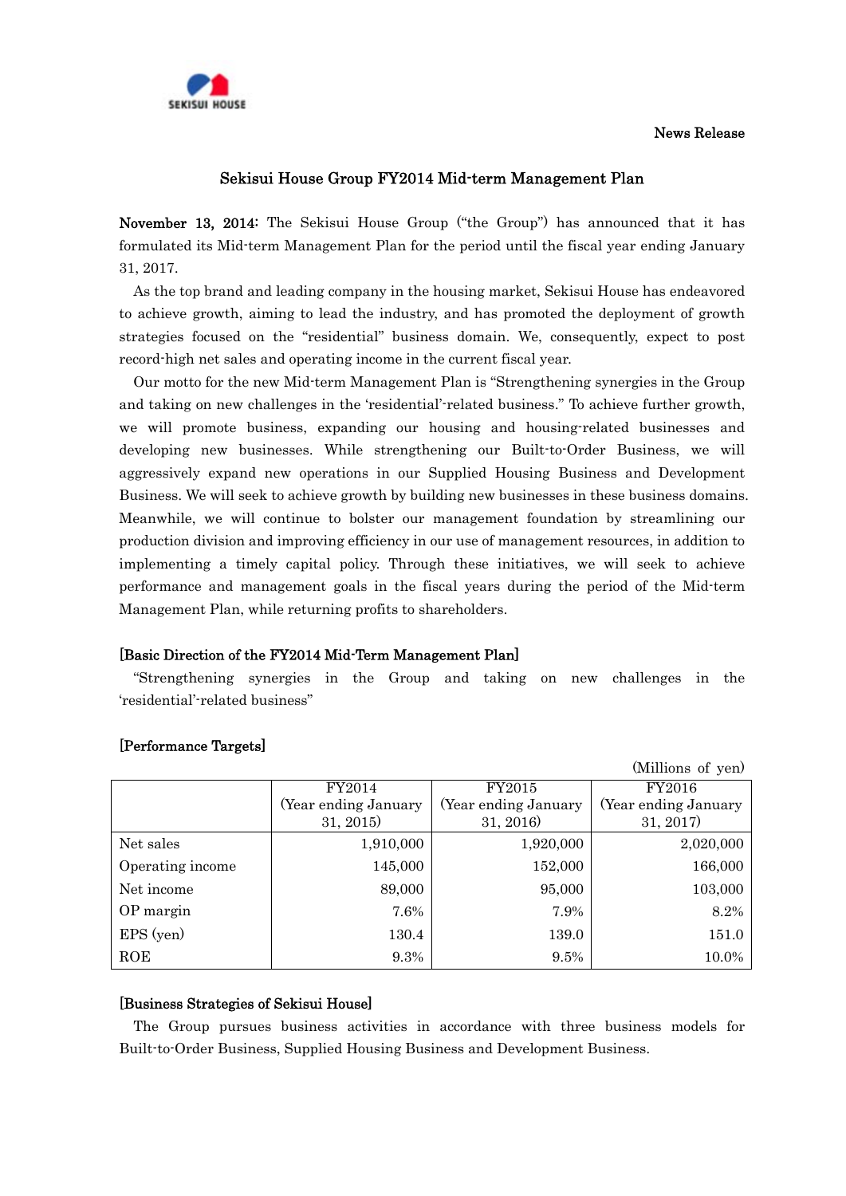News Release

# Sekisui House Group FY2014 Mid-term Management Plan

**November 13, 2014:** The Sekisui House Group ("the Group") has announced that it has formulated its Mid-term Management Plan for the period until the fiscal year ending January 31, 2017.

As the top brand and leading company in the housing market, Sekisui House has endeavored to achieve growth, aiming to lead the industry, and has promoted the deployment of growth strategies focused on the "residential" business domain. We, consequently, expect to post record-high net sales and operating income in the current fiscal year.

Our motto for the new Mid-term Management Plan is "Strengthening synergies in the Group and taking on new challenges in the 'residential'-related business." To achieve further growth, we will promote business, expanding our housing and housing-related businesses and developing new businesses. While strengthening our Built-to-Order Business, we will aggressively expand new operations in our Supplied Housing Business and Development Business. We will seek to achieve growth by building new businesses in these business domains. Meanwhile, we will continue to bolster our management foundation by streamlining our production division and improving efficiency in our use of management resources, in addition to implementing a timely capital policy. Through these initiatives, we will seek to achieve performance and management goals in the fiscal years during the period of the Mid-term Management Plan, while returning profits to shareholders.

## [Basic Direction of the FY2014 Mid-Term Management Plan]

"Strengthening synergies in the Group and taking on new challenges in the 'residential'-related business"

## [Performance Targets]

(Millions of yen)

| | FY2014 (Year ending January 31, 2015) | FY2015 (Year ending January 31, 2016) | FY2016 (Year ending January 31, 2017) |
|---|---|---|---|
| Net sales | 1,910,000 | 1,920,000 | 2,020,000 |
| Operating income | 145,000 | 152,000 | 166,000 |
| Net income | 89,000 | 95,000 | 103,000 |
| OP margin | 7.6% | 7.9% | 8.2% |
| EPS (yen) | 130.4 | 139.0 | 151.0 |
| ROE | 9.3% | 9.5% | 10.0% |

## [Business Strategies of Sekisui House]

The Group pursues business activities in accordance with three business models for Built-to-Order Business, Supplied Housing Business and Development Business.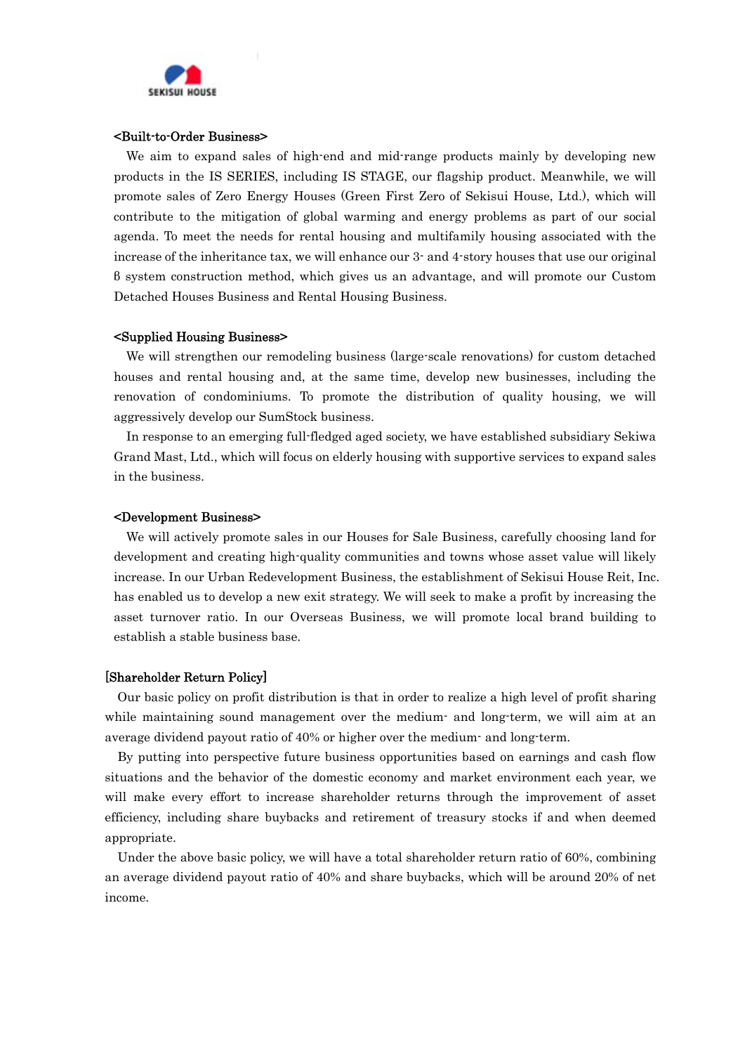**<Built-to-Order Business>**

We aim to expand sales of high-end and mid-range products mainly by developing new products in the IS SERIES, including IS STAGE, our flagship product. Meanwhile, we will promote sales of Zero Energy Houses (Green First Zero of Sekisui House, Ltd.), which will contribute to the mitigation of global warming and energy problems as part of our social agenda. To meet the needs for rental housing and multifamily housing associated with the increase of the inheritance tax, we will enhance our 3- and 4-story houses that use our original β system construction method, which gives us an advantage, and will promote our Custom Detached Houses Business and Rental Housing Business.

**<Supplied Housing Business>**

We will strengthen our remodeling business (large-scale renovations) for custom detached houses and rental housing and, at the same time, develop new businesses, including the renovation of condominiums. To promote the distribution of quality housing, we will aggressively develop our SumStock business.

In response to an emerging full-fledged aged society, we have established subsidiary Sekiwa Grand Mast, Ltd., which will focus on elderly housing with supportive services to expand sales in the business.

**<Development Business>**

We will actively promote sales in our Houses for Sale Business, carefully choosing land for development and creating high-quality communities and towns whose asset value will likely increase. In our Urban Redevelopment Business, the establishment of Sekisui House Reit, Inc. has enabled us to develop a new exit strategy. We will seek to make a profit by increasing the asset turnover ratio. In our Overseas Business, we will promote local brand building to establish a stable business base.

**[Shareholder Return Policy]**

Our basic policy on profit distribution is that in order to realize a high level of profit sharing while maintaining sound management over the medium- and long-term, we will aim at an average dividend payout ratio of 40% or higher over the medium- and long-term.

By putting into perspective future business opportunities based on earnings and cash flow situations and the behavior of the domestic economy and market environment each year, we will make every effort to increase shareholder returns through the improvement of asset efficiency, including share buybacks and retirement of treasury stocks if and when deemed appropriate.

Under the above basic policy, we will have a total shareholder return ratio of 60%, combining an average dividend payout ratio of 40% and share buybacks, which will be around 20% of net income.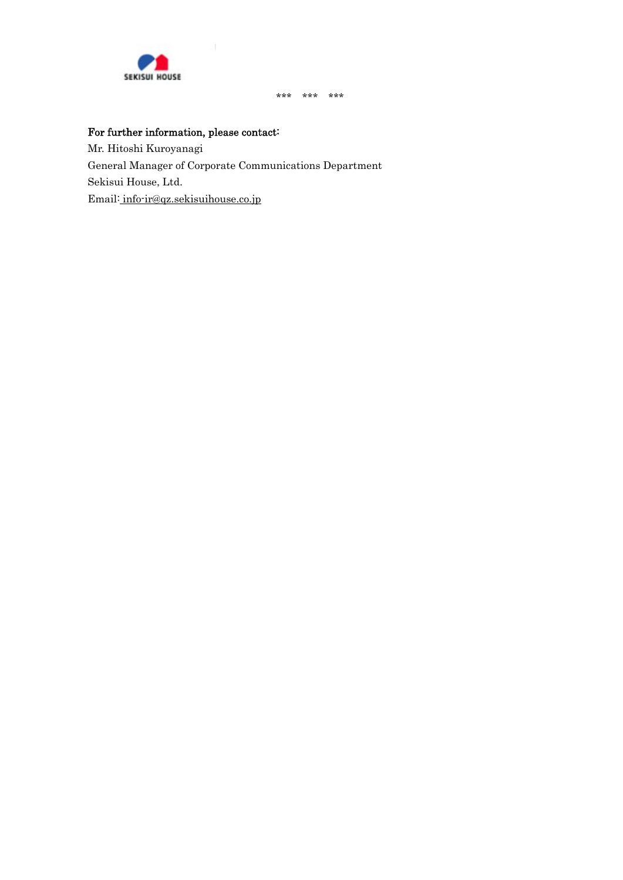\*\*\*    \*\*\*    \*\*\*

**For further information, please contact:**

Mr. Hitoshi Kuroyanagi
General Manager of Corporate Communications Department
Sekisui House, Ltd.
Email: info-ir@qz.sekisuihouse.co.jp